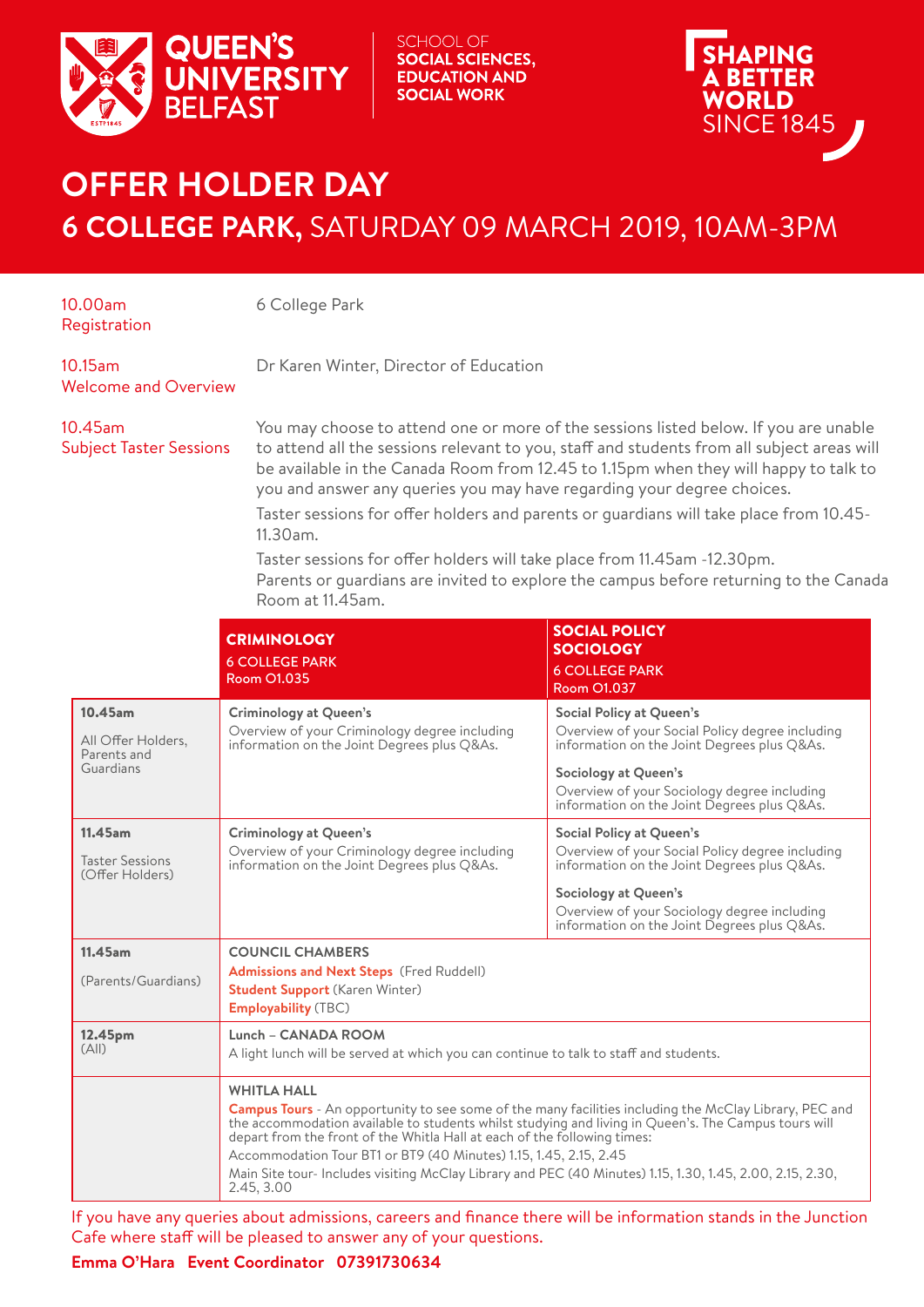QUEEN'S UNIVERSITY BELFAST

SCHOOL OF **SOCIAL SCIENCES, EDUCATION AND SOCIAL WORK**

**SHAPING A BETTER WORLD** SINCE 1845

# OFFER HOLDER DAY

## 6 COLLEGE PARK, SATURDAY 09 MARCH 2019, 10AM-3PM

**10.00am Registration**
6 College Park

**10.15am Welcome and Overview**
Dr Karen Winter, Director of Education

**10.45am Subject Taster Sessions**
You may choose to attend one or more of the sessions listed below. If you are unable to attend all the sessions relevant to you, staff and students from all subject areas will be available in the Canada Room from 12.45 to 1.15pm when they will happy to talk to you and answer any queries you may have regarding your degree choices.

Taster sessions for offer holders and parents or guardians will take place from 10.45-11.30am.

Taster sessions for offer holders will take place from 11.45am -12.30pm.
Parents or guardians are invited to explore the campus before returning to the Canada Room at 11.45am.

| | **CRIMINOLOGY** 6 COLLEGE PARK Room 01.035 | **SOCIAL POLICY SOCIOLOGY** 6 COLLEGE PARK Room 01.037 |
|---|---|---|
| **10.45am** All Offer Holders, Parents and Guardians | **Criminology at Queen's** Overview of your Criminology degree including information on the Joint Degrees plus Q&As. | **Social Policy at Queen's** Overview of your Social Policy degree including information on the Joint Degrees plus Q&As. **Sociology at Queen's** Overview of your Sociology degree including information on the Joint Degrees plus Q&As. |
| **11.45am** Taster Sessions (Offer Holders) | **Criminology at Queen's** Overview of your Criminology degree including information on the Joint Degrees plus Q&As. | **Social Policy at Queen's** Overview of your Social Policy degree including information on the Joint Degrees plus Q&As. **Sociology at Queen's** Overview of your Sociology degree including information on the Joint Degrees plus Q&As. |
| **11.45am** (Parents/Guardians) | **COUNCIL CHAMBERS** **Admissions and Next Steps** (Fred Ruddell) **Student Support** (Karen Winter) **Employability** (TBC) | |
| **12.45pm** (All) | **Lunch – CANADA ROOM** A light lunch will be served at which you can continue to talk to staff and students. | |
| | **WHITLA HALL** **Campus Tours** - An opportunity to see some of the many facilities including the McClay Library, PEC and the accommodation available to students whilst studying and living in Queen's. The Campus tours will depart from the front of the Whitla Hall at each of the following times: Accommodation Tour BT1 or BT9 (40 Minutes) 1.15, 1.45, 2.15, 2.45 Main Site tour- Includes visiting McClay Library and PEC (40 Minutes) 1.15, 1.30, 1.45, 2.00, 2.15, 2.30, 2.45, 3.00 | |

If you have any queries about admissions, careers and finance there will be information stands in the Junction Cafe where staff will be pleased to answer any of your questions.

**Emma O'Hara Event Coordinator 07391730634**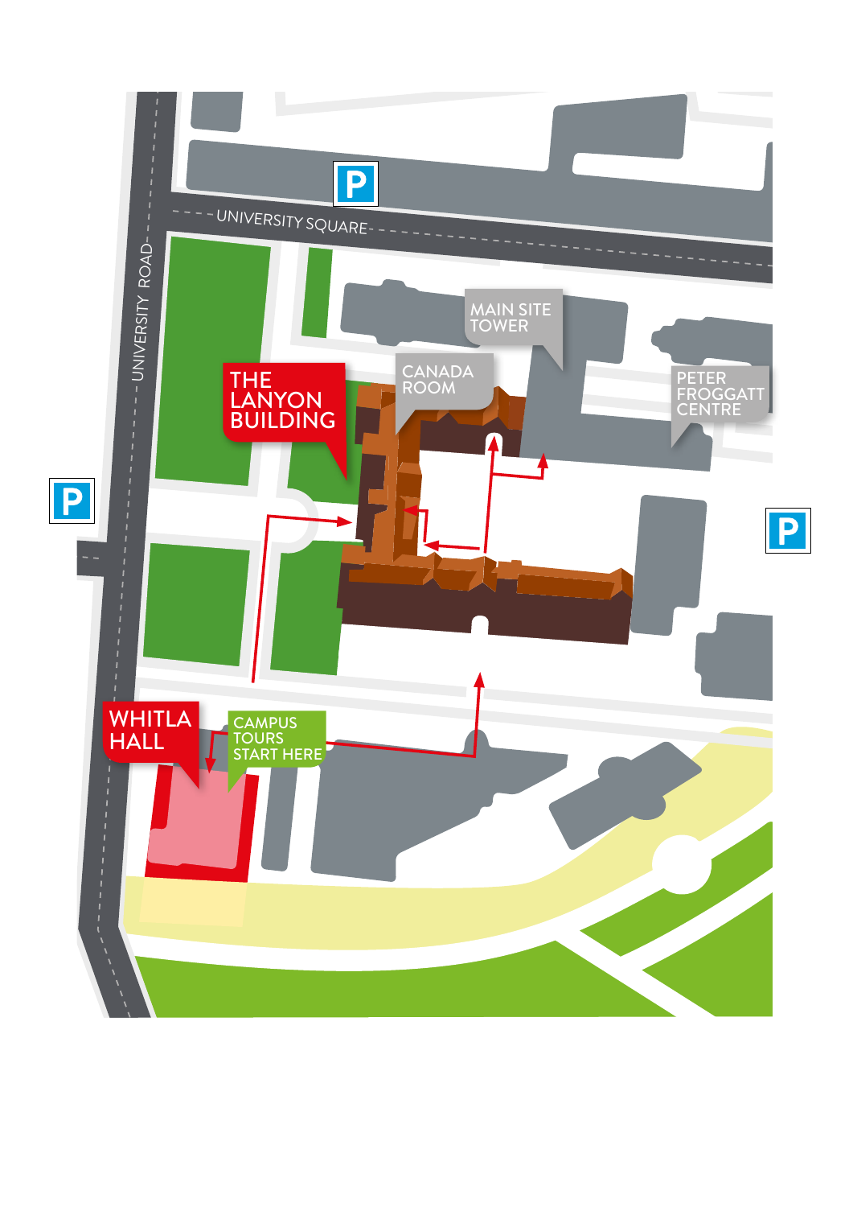UNIVERSITY SQUARE

UNIVERSITY ROAD

MAIN SITE TOWER

CANADA ROOM

PETER FROGGATT CENTRE

THE LANYON BUILDING

WHITLA HALL

CAMPUS TOURS START HERE

P

P

P